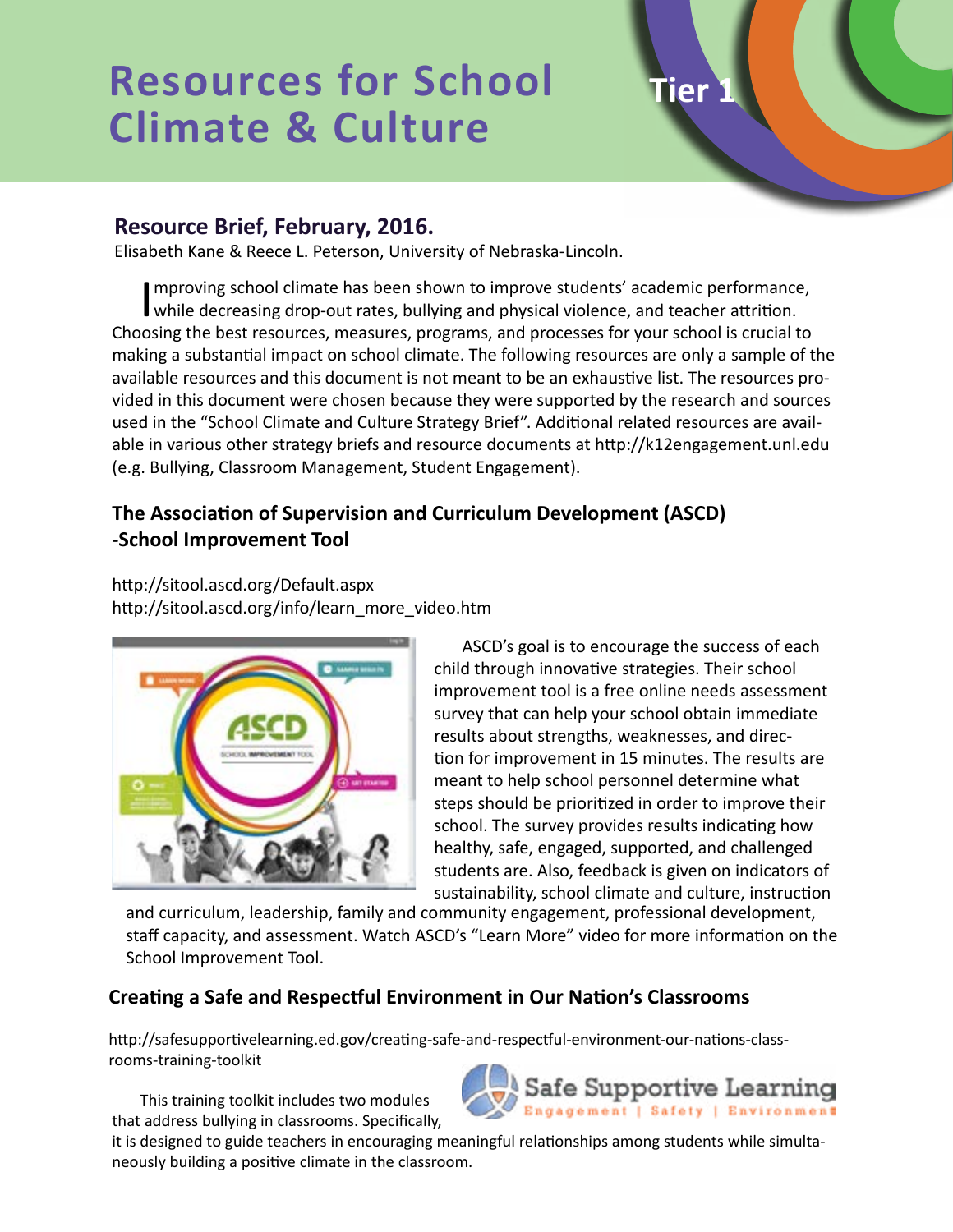# Resources for School Climate & Culture

Tier 1

## Resource Brief, February, 2016.

Elisabeth Kane & Reece L. Peterson, University of Nebraska-Lincoln.

Improving school climate has been shown to improve students' academic performance, while decreasing drop-out rates, bullying and physical violence, and teacher attrition. Choosing the best resources, measures, programs, and processes for your school is crucial to making a substantial impact on school climate. The following resources are only a sample of the available resources and this document is not meant to be an exhaustive list. The resources provided in this document were chosen because they were supported by the research and sources used in the "School Climate and Culture Strategy Brief". Additional related resources are available in various other strategy briefs and resource documents at http://k12engagement.unl.edu (e.g. Bullying, Classroom Management, Student Engagement).

### The Association of Supervision and Curriculum Development (ASCD) -School Improvement Tool

http://sitool.ascd.org/Default.aspx
http://sitool.ascd.org/info/learn_more_video.htm

ASCD's goal is to encourage the success of each child through innovative strategies. Their school improvement tool is a free online needs assessment survey that can help your school obtain immediate results about strengths, weaknesses, and direction for improvement in 15 minutes. The results are meant to help school personnel determine what steps should be prioritized in order to improve their school. The survey provides results indicating how healthy, safe, engaged, supported, and challenged students are. Also, feedback is given on indicators of sustainability, school climate and culture, instruction and curriculum, leadership, family and community engagement, professional development, staff capacity, and assessment. Watch ASCD's "Learn More" video for more information on the School Improvement Tool.

### Creating a Safe and Respectful Environment in Our Nation's Classrooms

http://safesupportivelearning.ed.gov/creating-safe-and-respectful-environment-our-nations-classrooms-training-toolkit

This training toolkit includes two modules that address bullying in classrooms. Specifically, it is designed to guide teachers in encouraging meaningful relationships among students while simultaneously building a positive climate in the classroom.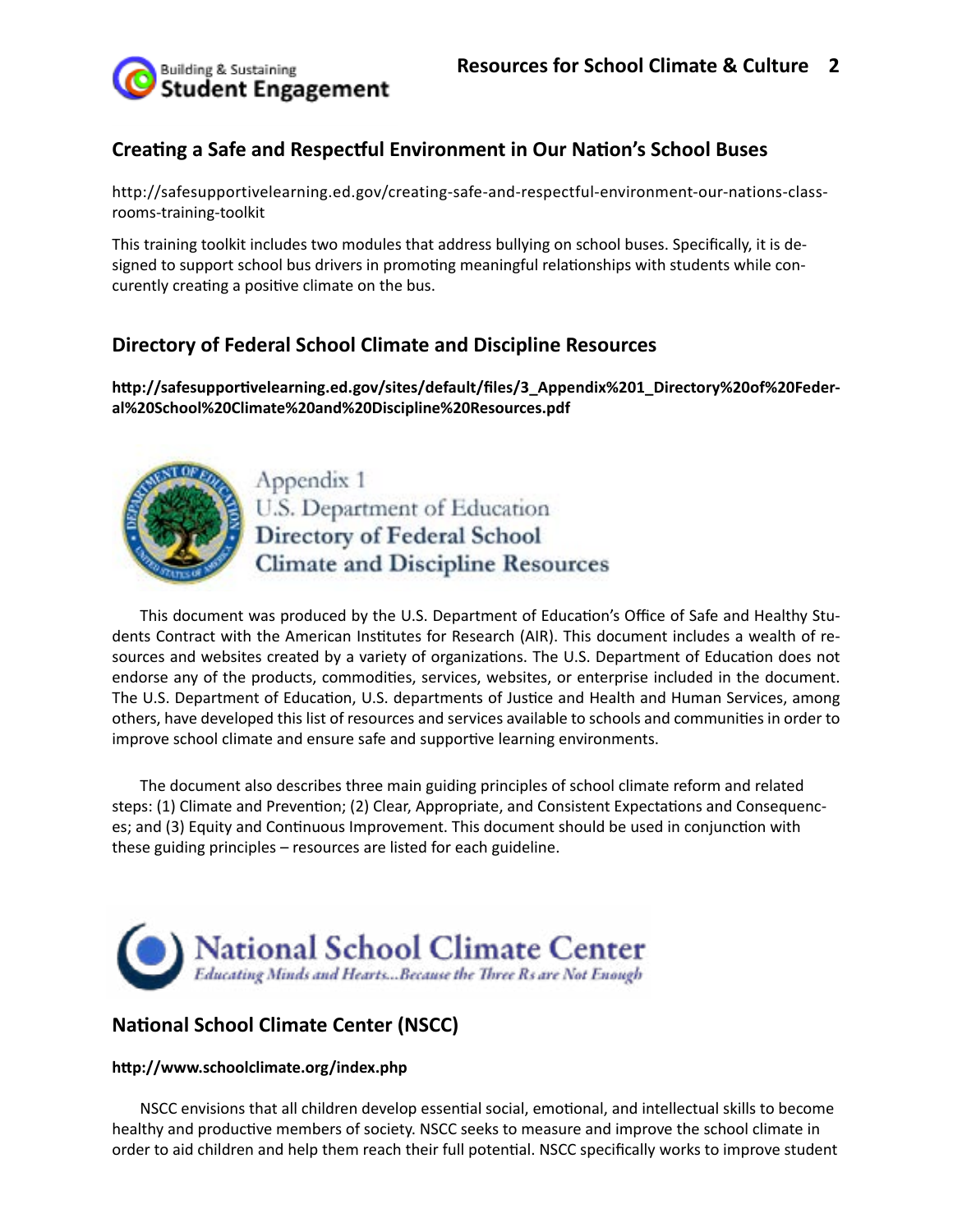## Creating a Safe and Respectful Environment in Our Nation's School Buses

http://safesupportivelearning.ed.gov/creating-safe-and-respectful-environment-our-nations-classrooms-training-toolkit

This training toolkit includes two modules that address bullying on school buses. Specifically, it is designed to support school bus drivers in promoting meaningful relationships with students while concurently creating a positive climate on the bus.

## Directory of Federal School Climate and Discipline Resources

**http://safesupportivelearning.ed.gov/sites/default/files/3_Appendix%201_Directory%20of%20Federal%20School%20Climate%20and%20Discipline%20Resources.pdf**

Appendix 1
U.S. Department of Education
**Directory of Federal School Climate and Discipline Resources**

This document was produced by the U.S. Department of Education's Office of Safe and Healthy Students Contract with the American Institutes for Research (AIR). This document includes a wealth of resources and websites created by a variety of organizations. The U.S. Department of Education does not endorse any of the products, commodities, services, websites, or enterprise included in the document. The U.S. Department of Education, U.S. departments of Justice and Health and Human Services, among others, have developed this list of resources and services available to schools and communities in order to improve school climate and ensure safe and supportive learning environments.

The document also describes three main guiding principles of school climate reform and related steps: (1) Climate and Prevention; (2) Clear, Appropriate, and Consistent Expectations and Consequences; and (3) Equity and Continuous Improvement. This document should be used in conjunction with these guiding principles – resources are listed for each guideline.

National School Climate Center
*Educating Minds and Hearts...Because the Three Rs are Not Enough*

## National School Climate Center (NSCC)

**http://www.schoolclimate.org/index.php**

NSCC envisions that all children develop essential social, emotional, and intellectual skills to become healthy and productive members of society. NSCC seeks to measure and improve the school climate in order to aid children and help them reach their full potential. NSCC specifically works to improve student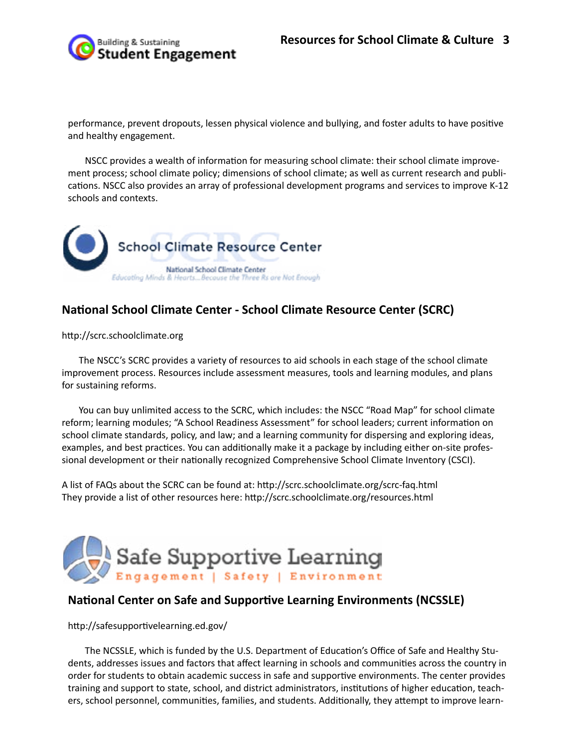performance, prevent dropouts, lessen physical violence and bullying, and foster adults to have positive and healthy engagement.

NSCC provides a wealth of information for measuring school climate: their school climate improvement process; school climate policy; dimensions of school climate; as well as current research and publications. NSCC also provides an array of professional development programs and services to improve K-12 schools and contexts.

## National School Climate Center - School Climate Resource Center (SCRC)

http://scrc.schoolclimate.org

The NSCC's SCRC provides a variety of resources to aid schools in each stage of the school climate improvement process. Resources include assessment measures, tools and learning modules, and plans for sustaining reforms.

You can buy unlimited access to the SCRC, which includes: the NSCC "Road Map" for school climate reform; learning modules; "A School Readiness Assessment" for school leaders; current information on school climate standards, policy, and law; and a learning community for dispersing and exploring ideas, examples, and best practices. You can additionally make it a package by including either on-site professional development or their nationally recognized Comprehensive School Climate Inventory (CSCI).

A list of FAQs about the SCRC can be found at: http://scrc.schoolclimate.org/scrc-faq.html
They provide a list of other resources here: http://scrc.schoolclimate.org/resources.html

## National Center on Safe and Supportive Learning Environments (NCSSLE)

http://safesupportivelearning.ed.gov/

The NCSSLE, which is funded by the U.S. Department of Education's Office of Safe and Healthy Students, addresses issues and factors that affect learning in schools and communities across the country in order for students to obtain academic success in safe and supportive environments. The center provides training and support to state, school, and district administrators, institutions of higher education, teachers, school personnel, communities, families, and students. Additionally, they attempt to improve learn-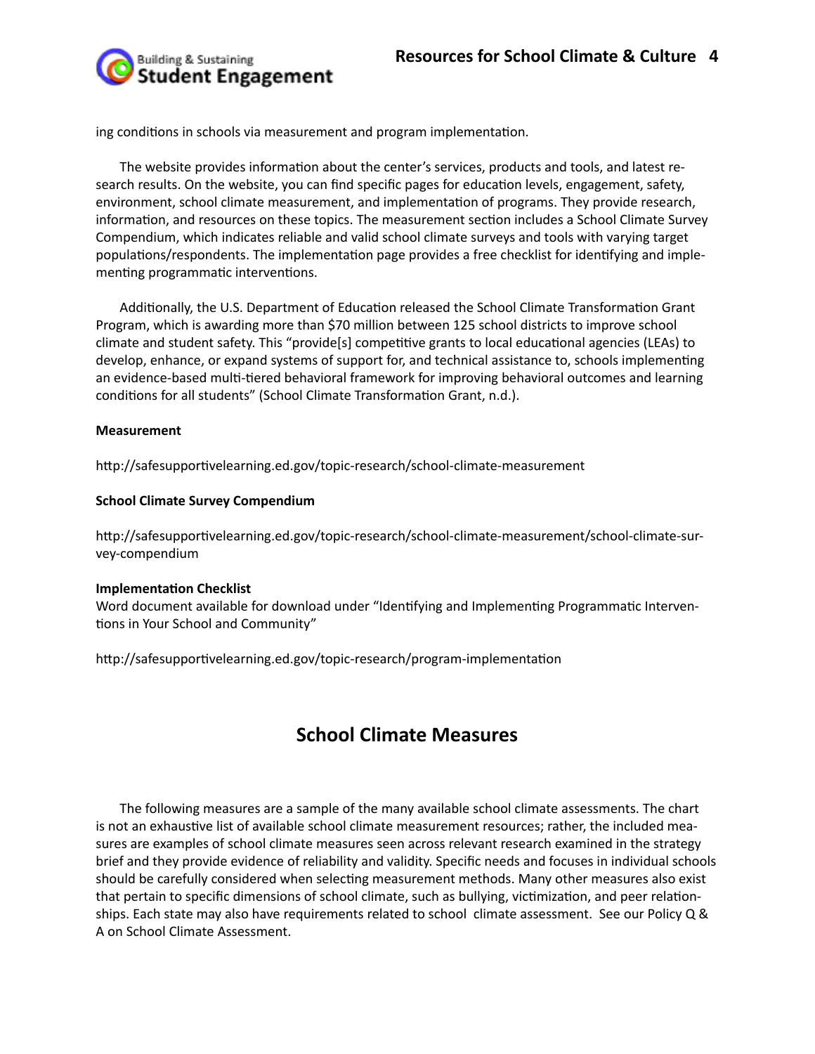ing conditions in schools via measurement and program implementation.

The website provides information about the center's services, products and tools, and latest research results. On the website, you can find specific pages for education levels, engagement, safety, environment, school climate measurement, and implementation of programs. They provide research, information, and resources on these topics. The measurement section includes a School Climate Survey Compendium, which indicates reliable and valid school climate surveys and tools with varying target populations/respondents. The implementation page provides a free checklist for identifying and implementing programmatic interventions.

Additionally, the U.S. Department of Education released the School Climate Transformation Grant Program, which is awarding more than $70 million between 125 school districts to improve school climate and student safety. This "provide[s] competitive grants to local educational agencies (LEAs) to develop, enhance, or expand systems of support for, and technical assistance to, schools implementing an evidence-based multi-tiered behavioral framework for improving behavioral outcomes and learning conditions for all students" (School Climate Transformation Grant, n.d.).

**Measurement**

http://safesupportivelearning.ed.gov/topic-research/school-climate-measurement

**School Climate Survey Compendium**

http://safesupportivelearning.ed.gov/topic-research/school-climate-measurement/school-climate-survey-compendium

**Implementation Checklist**
Word document available for download under "Identifying and Implementing Programmatic Interventions in Your School and Community"

http://safesupportivelearning.ed.gov/topic-research/program-implementation

## School Climate Measures

The following measures are a sample of the many available school climate assessments. The chart is not an exhaustive list of available school climate measurement resources; rather, the included measures are examples of school climate measures seen across relevant research examined in the strategy brief and they provide evidence of reliability and validity. Specific needs and focuses in individual schools should be carefully considered when selecting measurement methods. Many other measures also exist that pertain to specific dimensions of school climate, such as bullying, victimization, and peer relationships. Each state may also have requirements related to school climate assessment. See our Policy Q & A on School Climate Assessment.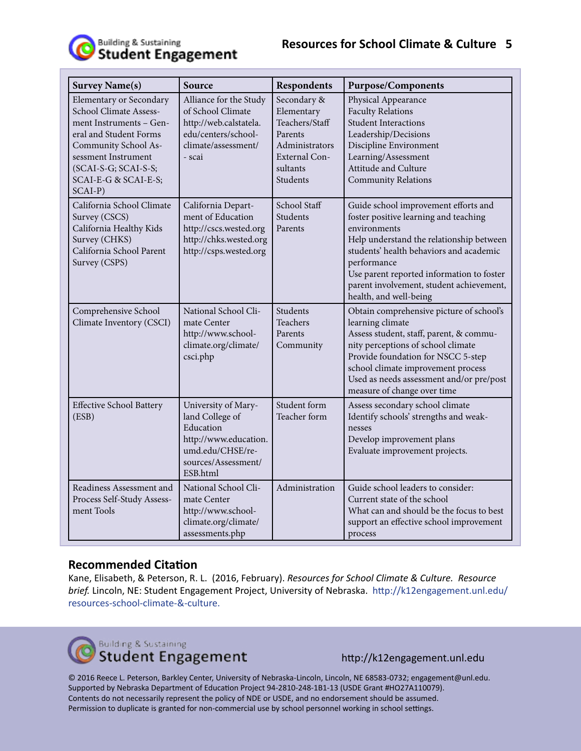| Survey Name(s) | Source | Respondents | Purpose/Components |
| --- | --- | --- | --- |
| Elementary or Secondary School Climate Assessment Instruments – General and Student Forms Community School Assessment Instrument (SCAI-S-G; SCAI-S-S; SCAI-E-G & SCAI-E-S; SCAI-P) | Alliance for the Study of School Climate http://web.calstatela.edu/centers/schoolclimate/assessment/ - scai | Secondary & Elementary Teachers/Staff Parents Administrators External Consultants Students | Physical Appearance Faculty Relations Student Interactions Leadership/Decisions Discipline Environment Learning/Assessment Attitude and Culture Community Relations |
| California School Climate Survey (CSCS) California Healthy Kids Survey (CHKS) California School Parent Survey (CSPS) | California Department of Education http://cscs.wested.org http://chks.wested.org http://csps.wested.org | School Staff Students Parents | Guide school improvement efforts and foster positive learning and teaching environments Help understand the relationship between students' health behaviors and academic performance Use parent reported information to foster parent involvement, student achievement, health, and well-being |
| Comprehensive School Climate Inventory (CSCI) | National School Climate Center http://www.schoolclimate.org/climate/csci.php | Students Teachers Parents Community | Obtain comprehensive picture of school's learning climate Assess student, staff, parent, & community perceptions of school climate Provide foundation for NSCC 5-step school climate improvement process Used as needs assessment and/or pre/post measure of change over time |
| Effective School Battery (ESB) | University of Maryland College of Education http://www.education.umd.edu/CHSE/resources/Assessment/ESB.html | Student form Teacher form | Assess secondary school climate Identify schools' strengths and weaknesses Develop improvement plans Evaluate improvement projects. |
| Readiness Assessment and Process Self-Study Assessment Tools | National School Climate Center http://www.schoolclimate.org/climate/assessments.php | Administration | Guide school leaders to consider: Current state of the school What can and should be the focus to best support an effective school improvement process |

## Recommended Citation

Kane, Elisabeth, & Peterson, R. L. (2016, February). *Resources for School Climate & Culture. Resource brief.* Lincoln, NE: Student Engagement Project, University of Nebraska. http://k12engagement.unl.edu/resources-school-climate-&-culture.

Building & Sustaining Student Engagement

http://k12engagement.unl.edu

© 2016 Reece L. Peterson, Barkley Center, University of Nebraska-Lincoln, Lincoln, NE 68583-0732; engagement@unl.edu.
Supported by Nebraska Department of Education Project 94-2810-248-1B1-13 (USDE Grant #HO27A110079).
Contents do not necessarily represent the policy of NDE or USDE, and no endorsement should be assumed.
Permission to duplicate is granted for non-commercial use by school personnel working in school settings.